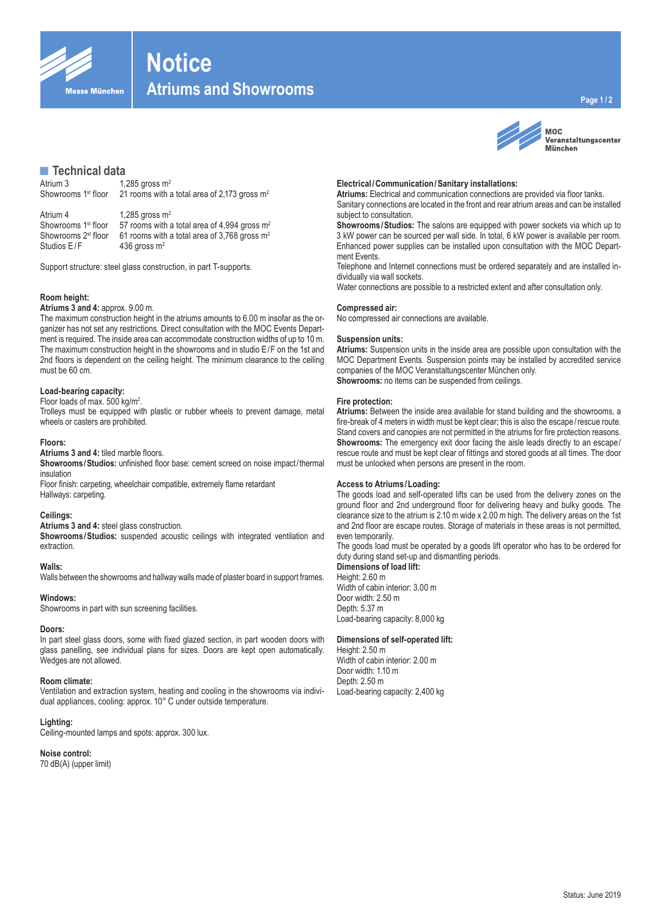# Notice
## Atriums and Showrooms

MOC Veranstaltungscenter München

## Technical data

| | |
|---|---|
| Atrium 3 | 1,285 gross m$^2$ |
| Showrooms 1st floor | 21 rooms with a total area of 2,173 gross m$^2$ |
| | |
| Atrium 4 | 1,285 gross m$^2$ |
| Showrooms 1st floor | 57 rooms with a total area of 4,994 gross m$^2$ |
| Showrooms 2st floor | 61 rooms with a total area of 3,768 gross m$^2$ |
| Studios E / F | 436 gross m$^2$ |

Support structure: steel glass construction, in part T-supports.

### Room height:

**Atriums 3 and 4:** approx. 9.00 m.
The maximum construction height in the atriums amounts to 6.00 m insofar as the organizer has not set any restrictions. Direct consultation with the MOC Events Department is required. The inside area can accommodate construction widths of up to 10 m. The maximum construction height in the showrooms and in studio E / F on the 1st and 2nd floors is dependent on the ceiling height. The minimum clearance to the ceiling must be 60 cm.

### Load-bearing capacity:

Floor loads of max. 500 kg/m$^2$.
Trolleys must be equipped with plastic or rubber wheels to prevent damage, metal wheels or casters are prohibited.

### Floors:

**Atriums 3 and 4:** tiled marble floors.
**Showrooms / Studios:** unfinished floor base: cement screed on noise impact / thermal insulation
Floor finish: carpeting, wheelchair compatible, extremely flame retardant
Hallways: carpeting.

### Ceilings:

**Atriums 3 and 4:** steel glass construction.
**Showrooms / Studios:** suspended acoustic ceilings with integrated ventilation and extraction.

### Walls:

Walls between the showrooms and hallway walls made of plaster board in support frames.

### Windows:

Showrooms in part with sun screening facilities.

### Doors:

In part steel glass doors, some with fixed glazed section, in part wooden doors with glass panelling, see individual plans for sizes. Doors are kept open automatically. Wedges are not allowed.

### Room climate:

Ventilation and extraction system, heating and cooling in the showrooms via individual appliances, cooling: approx. 10° C under outside temperature.

### Lighting:

Ceiling-mounted lamps and spots: approx. 300 lux.

### Noise control:

70 dB(A) (upper limit)

### Electrical / Communication / Sanitary installations:

**Atriums:** Electrical and communication connections are provided via floor tanks. Sanitary connections are located in the front and rear atrium areas and can be installed subject to consultation.
**Showrooms / Studios:** The salons are equipped with power sockets via which up to 3 kW power can be sourced per wall side. In total, 6 kW power is available per room. Enhanced power supplies can be installed upon consultation with the MOC Department Events.
Telephone and Internet connections must be ordered separately and are installed individually via wall sockets.
Water connections are possible to a restricted extent and after consultation only.

### Compressed air:

No compressed air connections are available.

### Suspension units:

**Atriums:** Suspension units in the inside area are possible upon consultation with the MOC Department Events. Suspension points may be installed by accredited service companies of the MOC Veranstaltungscenter München only.
**Showrooms:** no items can be suspended from ceilings.

### Fire protection:

**Atriums:** Between the inside area available for stand building and the showrooms, a fire-break of 4 meters in width must be kept clear; this is also the escape / rescue route. Stand covers and canopies are not permitted in the atriums for fire protection reasons.
**Showrooms:** The emergency exit door facing the aisle leads directly to an escape / rescue route and must be kept clear of fittings and stored goods at all times. The door must be unlocked when persons are present in the room.

### Access to Atriums / Loading:

The goods load and self-operated lifts can be used from the delivery zones on the ground floor and 2nd underground floor for delivering heavy and bulky goods. The clearance size to the atrium is 2.10 m wide x 2.00 m high. The delivery areas on the 1st and 2nd floor are escape routes. Storage of materials in these areas is not permitted, even temporarily.
The goods load must be operated by a goods lift operator who has to be ordered for duty during stand set-up and dismantling periods.

**Dimensions of load lift:**
Height: 2.60 m
Width of cabin interior: 3.00 m
Door width: 2.50 m
Depth: 5.37 m
Load-bearing capacity: 8,000 kg

**Dimensions of self-operated lift:**
Height: 2.50 m
Width of cabin interior: 2.00 m
Door width: 1.10 m
Depth: 2.50 m
Load-bearing capacity: 2,400 kg

Status: June 2019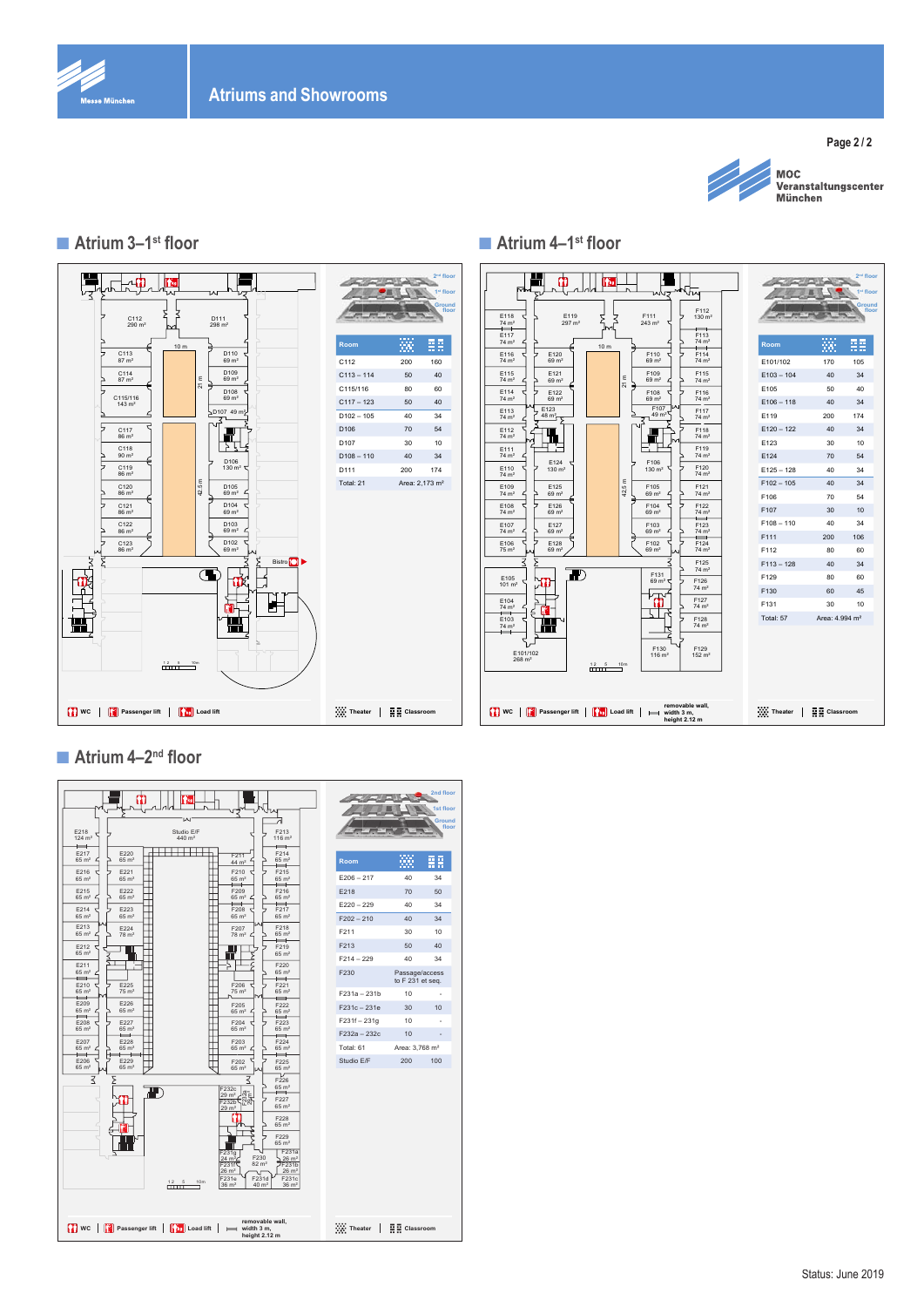# Atriums and Showrooms

MOC Veranstaltungscenter München

## Atrium 3–1st floor

| Room | Theater | Classroom |
|---|---|---|
| C112 | 200 | 160 |
| C113 – 114 | 50 | 40 |
| C115/116 | 80 | 60 |
| C117 – 123 | 50 | 40 |
| D102 – 105 | 40 | 34 |
| D106 | 70 | 54 |
| D107 | 30 | 10 |
| D108 – 110 | 40 | 34 |
| D111 | 200 | 174 |
| Total: 21 | Area: 2,173 m² | |

WC | Passenger lift | Load lift

## Atrium 4–1st floor

| Room | Theater | Classroom |
|---|---|---|
| E101/102 | 170 | 105 |
| E103 – 104 | 40 | 34 |
| E105 | 50 | 40 |
| E106 – 118 | 40 | 34 |
| E119 | 200 | 174 |
| E120 – 122 | 40 | 34 |
| E123 | 30 | 10 |
| E124 | 70 | 54 |
| E125 – 128 | 40 | 34 |
| F102 – 105 | 40 | 34 |
| F106 | 70 | 54 |
| F107 | 30 | 10 |
| F108 – 110 | 40 | 34 |
| F111 | 200 | 106 |
| F112 | 80 | 60 |
| F113 – 128 | 40 | 34 |
| F129 | 80 | 60 |
| F130 | 60 | 45 |
| F131 | 30 | 10 |
| Total: 57 | Area: 4.994 m² | |

WC | Passenger lift | Load lift | removable wall, width 3 m, height 2.12 m

## Atrium 4–2nd floor

| Room | Theater | Classroom |
|---|---|---|
| E206 – 217 | 40 | 34 |
| E218 | 70 | 50 |
| E220 – 229 | 40 | 34 |
| F202 – 210 | 40 | 34 |
| F211 | 30 | 10 |
| F213 | 50 | 40 |
| F214 – 229 | 40 | 34 |
| F230 | Passage/access to F 231 et seq. | |
| F231a – 231b | 10 | - |
| F231c – 231e | 30 | 10 |
| F231f – 231g | 10 | - |
| F232a – 232c | 10 | - |
| Total: 61 | Area: 3,768 m² | |
| Studio E/F | 200 | 100 |

WC | Passenger lift | Load lift | removable wall, width 3 m, height 2.12 m

Status: June 2019